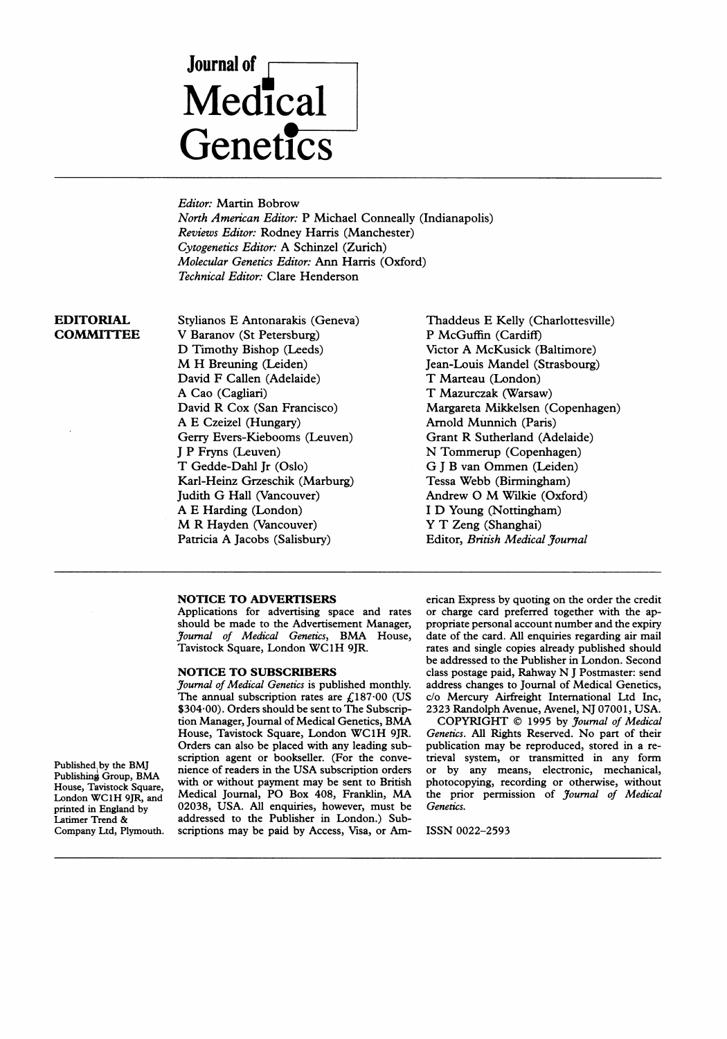# Journal of Medical Genetics

*Editor:* Martin Bobrow
*North American Editor:* P Michael Conneally (Indianapolis)
*Reviews Editor:* Rodney Harris (Manchester)
*Cytogenetics Editor:* A Schinzel (Zurich)
*Molecular Genetics Editor:* Ann Harris (Oxford)
*Technical Editor:* Clare Henderson

**EDITORIAL COMMITTEE**

Stylianos E Antonarakis (Geneva)
V Baranov (St Petersburg)
D Timothy Bishop (Leeds)
M H Breuning (Leiden)
David F Callen (Adelaide)
A Cao (Cagliari)
David R Cox (San Francisco)
A E Czeizel (Hungary)
Gerry Evers-Kiebooms (Leuven)
J P Fryns (Leuven)
T Gedde-Dahl Jr (Oslo)
Karl-Heinz Grzeschik (Marburg)
Judith G Hall (Vancouver)
A E Harding (London)
M R Hayden (Vancouver)
Patricia A Jacobs (Salisbury)
Thaddeus E Kelly (Charlottesville)
P McGuffin (Cardiff)
Victor A McKusick (Baltimore)
Jean-Louis Mandel (Strasbourg)
T Marteau (London)
T Mazurczak (Warsaw)
Margareta Mikkelsen (Copenhagen)
Arnold Munnich (Paris)
Grant R Sutherland (Adelaide)
N Tommerup (Copenhagen)
G J B van Ommen (Leiden)
Tessa Webb (Birmingham)
Andrew O M Wilkie (Oxford)
I D Young (Nottingham)
Y T Zeng (Shanghai)
Editor, *British Medical Journal*

Published by the BMJ Publishing Group, BMA House, Tavistock Square, London WC1H 9JR, and printed in England by Latimer Trend & Company Ltd, Plymouth.

**NOTICE TO ADVERTISERS**

Applications for advertising space and rates should be made to the Advertisement Manager, *Journal of Medical Genetics*, BMA House, Tavistock Square, London WC1H 9JR.

**NOTICE TO SUBSCRIBERS**

*Journal of Medical Genetics* is published monthly. The annual subscription rates are £187·00 (US $304·00). Orders should be sent to The Subscription Manager, Journal of Medical Genetics, BMA House, Tavistock Square, London WC1H 9JR. Orders can also be placed with any leading subscription agent or bookseller. (For the convenience of readers in the USA subscription orders with or without payment may be sent to British Medical Journal, PO Box 408, Franklin, MA 02038, USA. All enquiries, however, must be addressed to the Publisher in London.) Subscriptions may be paid by Access, Visa, or American Express by quoting on the order the credit or charge card preferred together with the appropriate personal account number and the expiry date of the card. All enquiries regarding air mail rates and single copies already published should be addressed to the Publisher in London. Second class postage paid, Rahway N J Postmaster: send address changes to Journal of Medical Genetics, c/o Mercury Airfreight International Ltd Inc, 2323 Randolph Avenue, Avenel, NJ 07001, USA.

COPYRIGHT © 1995 by *Journal of Medical Genetics*. All Rights Reserved. No part of their publication may be reproduced, stored in a retrieval system, or transmitted in any form or by any means, electronic, mechanical, photocopying, recording or otherwise, without the prior permission of *Journal of Medical Genetics*.

ISSN 0022-2593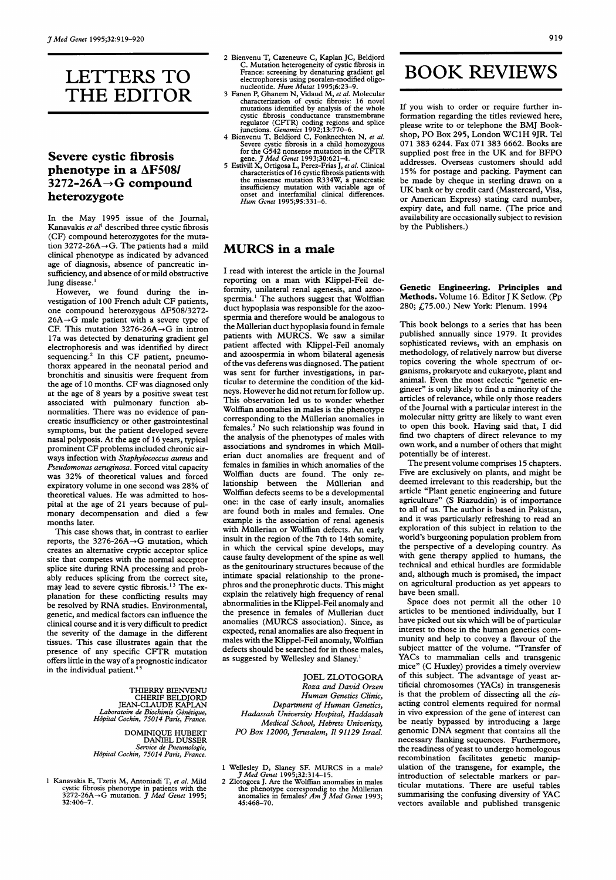# LETTERS TO THE EDITOR

## Severe cystic fibrosis phenotype in a ΔF508/3272-26A→G compound heterozygote

In the May 1995 issue of the Journal, Kanavakis *et al*[1] described three cystic fibrosis (CF) compound heterozygotes for the mutation 3272-26A→G. The patients had a mild clinical phenotype as indicated by advanced age of diagnosis, absence of pancreatic insufficiency, and absence of or mild obstructive lung disease.[1]

However, we found during the investigation of 100 French adult CF patients, one compound heterozygous ΔF508/3272-26A→G male patient with a severe type of CF. This mutation 3276-26A→G in intron 17a was detected by denaturing gradient gel electrophoresis and was identified by direct sequencing.[2] In this CF patient, pneumothorax appeared in the neonatal period and bronchitis and sinusitis were frequent from the age of 10 months. CF was diagnosed only at the age of 8 years by a positive sweat test associated with pulmonary function abnormalities. There was no evidence of pancreatic insufficiency or other gastrointestinal symptoms, but the patient developed severe nasal polyposis. At the age of 16 years, typical prominent CF problems included chronic airways infection with *Staphylococcus aureus* and *Pseudomonas aeruginosa*. Forced vital capacity was 32% of theoretical values and forced expiratory volume in one second was 28% of theoretical values. He was admitted to hospital at the age of 21 years because of pulmonary decompensation and died a few months later.

This case shows that, in contrast to earlier reports, the 3276-26A→G mutation, which creates an alternative cryptic acceptor splice site that competes with the normal acceptor splice site during RNA processing and probably reduces splicing from the correct site, may lead to severe cystic fibrosis.[1,3] The explanation for these conflicting results may be resolved by RNA studies. Environmental, genetic, and medical factors can influence the clinical course and it is very difficult to predict the severity of the damage in the different tissues. This case illustrates again that the presence of any specific CFTR mutation offers little in the way of a prognostic indicator in the individual patient.[4,5]

THIERRY BIENVENU  
CHERIF BELDJORD  
JEAN-CLAUDE KAPLAN  
*Laboratoire de Biochimie Génétique, Hôpital Cochin, 75014 Paris, France.*

DOMINIQUE HUBERT  
DANIEL DUSSER  
*Service de Pneumologie, Hôpital Cochin, 75014 Paris, France.*

1 Kanavakis E, Tzetis M, Antoniadi T, *et al*. Mild cystic fibrosis phenotype in patients with the 3272-26A→G mutation. *J Med Genet* 1995; 32:406–7.

2 Bienvenu T, Cazeneuve C, Kaplan JC, Beldjord C. Mutation heterogeneity of cystic fibrosis in France: screening by denaturing gradient gel electrophoresis using psoralen-modified oligonucleotide. *Hum Mutat* 1995;6:23–9.

3 Fanen P, Ghanem N, Vidaud M, *et al*. Molecular characterization of cystic fibrosis: 16 novel mutations identified by analysis of the whole cystic fibrosis conductance transmembrane regulator (CFTR) coding regions and splice junctions. *Genomics* 1992;13:770–6.

4 Bienvenu T, Beldjord C, Fonknechten N, *et al*. Severe cystic fibrosis in a child homozygous for the G542 nonsense mutation in the CFTR gene. *J Med Genet* 1993;30:621–4.

5 Estivill X, Ortigosa L, Perez-Frias J, *et al*. Clinical characteristics of 16 cystic fibrosis patients with the missense mutation R334W, a pancreatic insufficiency mutation with variable age of onset and interfamilial clinical differences. *Hum Genet* 1995;95:331–6.

## MURCS in a male

I read with interest the article in the Journal reporting on a man with Klippel-Feil deformity, unilateral renal agenesis, and azoospermia.[1] The authors suggest that Wolffian duct hypoplasia was responsible for the azoospermia and therefore would be analogous to the Müllerian duct hypoplasia found in female patients with MURCS. We saw a similar patient affected with Klippel-Feil anomaly and azoospermia in whom bilateral agenesis of the vas deferens was diagnosed. The patient was sent for further investigations, in particular to determine the condition of the kidneys. However he did not return for follow up. This observation led us to wonder whether Wolffian anomalies in males is the phenotype corresponding to the Müllerian anomalies in females.[2] No such relationship was found in the analysis of the phenotypes of males with associations and syndromes in which Müllerian duct anomalies are frequent and of females in families in which anomalies of the Wolffian ducts are found. The only relationship between the Müllerian and Wolffian defects seems to be a developmental one: in the case of early insult, anomalies are found both in males and females. One example is the association of renal agenesis with Müllerian or Wolffian defects. An early insult in the region of the 7th to 14th somite, in which the cervical spine develops, may cause faulty development of the spine as well as the genitourinary structures because of the intimate spacial relationship to the pronephros and the pronephrotic ducts. This might explain the relatively high frequency of renal abnormalities in the Klippel-Feil anomaly and the presence in females of Mullerian duct anomalies (MURCS association). Since, as expected, renal anomalies are also frequent in males with the Klippel-Feil anomaly, Wolffian defects should be searched for in those males, as suggested by Wellesley and Slaney.[1]

JOEL ZLOTOGORA  
*Roza and David Orzen Human Genetics Clinic, Department of Human Genetics, Hadassah University Hospital, Haddasah Medical School, Hebrew University, PO Box 12000, Jerusalem, Il 91129 Israel.*

1 Wellesley D, Slaney SF. MURCS in a male? *J Med Genet* 1995;32:314–15.

2 Zlotogora J. Are the Wolffian anomalies in males the phenotype correspondig to the Müllerian anomalies in females? *Am J Med Genet* 1993; 45:468–70.

# BOOK REVIEWS

If you wish to order or require further information regarding the titles reviewed here, please write to or telephone the BMJ Bookshop, PO Box 295, London WC1H 9JR. Tel 071 383 6244. Fax 071 383 6662. Books are supplied post free in the UK and for BFPO addresses. Overseas customers should add 15% for postage and packing. Payment can be made by cheque in sterling drawn on a UK bank or by credit card (Mastercard, Visa, or American Express) stating card number, expiry date, and full name. (The price and availability are occasionally subject to revision by the Publishers.)

**Genetic Engineering. Principles and Methods.** Volume 16. Editor J K Setlow. (Pp 280; £75.00.) New York: Plenum. 1994

This book belongs to a series that has been published annually since 1979. It provides sophisticated reviews, with an emphasis on methodology, of relatively narrow but diverse topics covering the whole spectrum of organisms, prokaryote and eukaryote, plant and animal. Even the most eclectic "genetic engineer" is only likely to find a minority of the articles of relevance, while only those readers of the Journal with a particular interest in the molecular nitty gritty are likely to want even to open this book. Having said that, I did find two chapters of direct relevance to my own work, and a number of others that might potentially be of interest.

The present volume comprises 15 chapters. Five are exclusively on plants, and might be deemed irrelevant to this readership, but the article "Plant genetic engineering and future agriculture" (S Riazuddin) is of importance to all of us. The author is based in Pakistan, and it was particularly refreshing to read an exploration of this subject in relation to the world's burgeoning population problem from the perspective of a developing country. As with gene therapy applied to humans, the technical and ethical hurdles are formidable and, although much is promised, the impact on agricultural production as yet appears to have been small.

Space does not permit all the other 10 articles to be mentioned individually, but I have picked out six which will be of particular interest to those in the human genetics community and help to convey a flavour of the subject matter of the volume. "Transfer of YACs to mammalian cells and transgenic mice" (C Huxley) provides a timely overview of this subject. The advantage of yeast artificial chromosomes (YACs) in transgenesis is that the problem of dissecting all the *cis*-acting control elements required for normal in vivo expression of the gene of interest can be neatly bypassed by introducing a large genomic DNA segment that contains all the necessary flanking sequences. Furthermore, the readiness of yeast to undergo homologous recombination facilitates genetic manipulation of the transgene, for example, the introduction of selectable markers or particular mutations. There are useful tables summarising the confusing diversity of YAC vectors available and published transgenic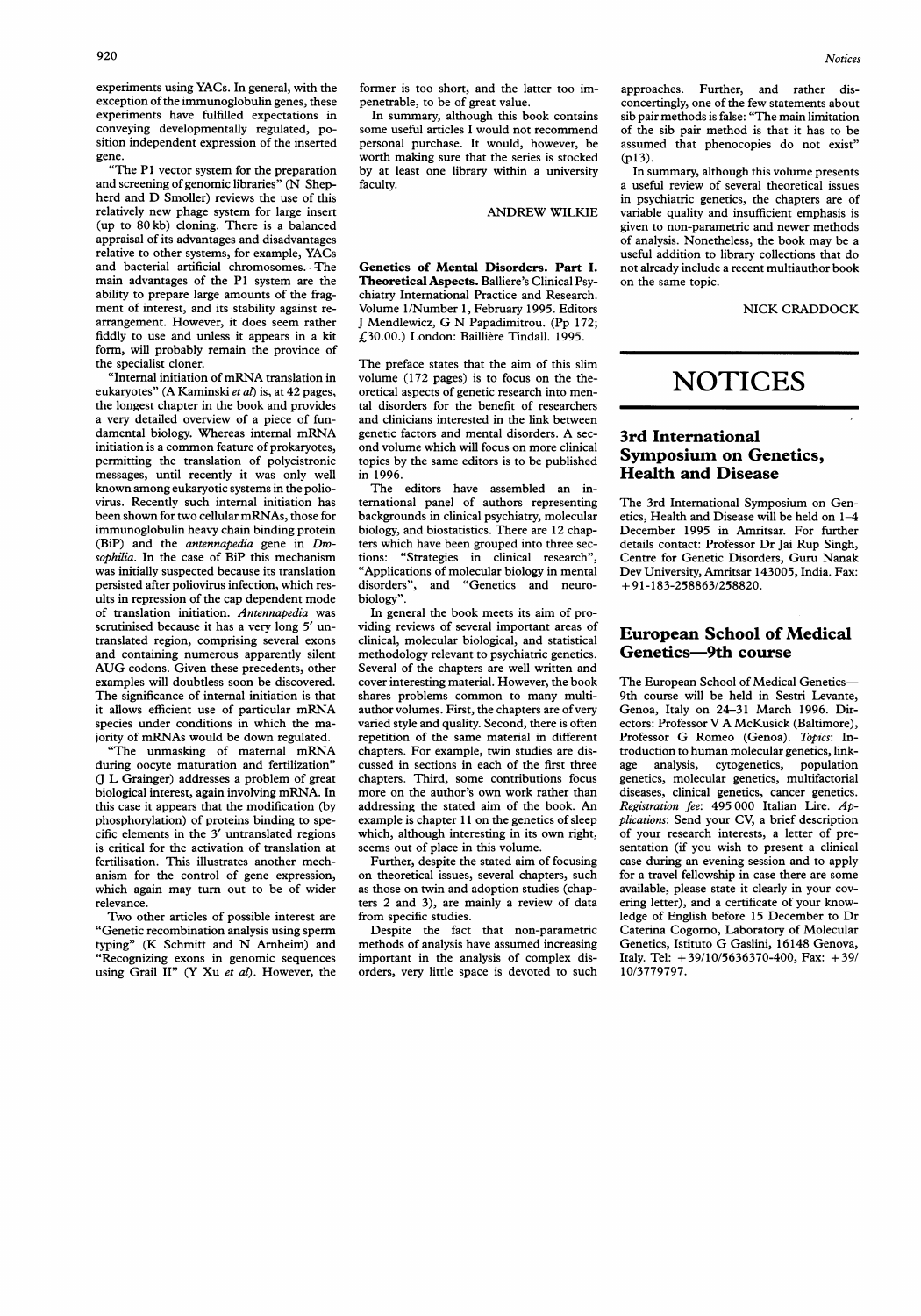experiments using YACs. In general, with the exception of the immunoglobulin genes, these experiments have fulfilled expectations in conveying developmentally regulated, position independent expression of the inserted gene.

"The P1 vector system for the preparation and screening of genomic libraries" (N Shepherd and D Smoller) reviews the use of this relatively new phage system for large insert (up to 80 kb) cloning. There is a balanced appraisal of its advantages and disadvantages relative to other systems, for example, YACs and bacterial artificial chromosomes. The main advantages of the P1 system are the ability to prepare large amounts of the fragment of interest, and its stability against rearrangement. However, it does seem rather fiddly to use and unless it appears in a kit form, will probably remain the province of the specialist cloner.

"Internal initiation of mRNA translation in eukaryotes" (A Kaminski *et al*) is, at 42 pages, the longest chapter in the book and provides a very detailed overview of a piece of fundamental biology. Whereas internal mRNA initiation is a common feature of prokaryotes, permitting the translation of polycistronic messages, until recently it was only well known among eukaryotic systems in the poliovirus. Recently such internal initiation has been shown for two cellular mRNAs, those for immunoglobulin heavy chain binding protein (BiP) and the *antennapedia* gene in *Drosophila*. In the case of BiP this mechanism was initially suspected because its translation persisted after poliovirus infection, which results in repression of the cap dependent mode of translation initiation. *Antennapedia* was scrutinised because it has a very long 5′ untranslated region, comprising several exons and containing numerous apparently silent AUG codons. Given these precedents, other examples will doubtless soon be discovered. The significance of internal initiation is that it allows efficient use of particular mRNA species under conditions in which the majority of mRNAs would be down regulated.

"The unmasking of maternal mRNA during oocyte maturation and fertilization" (J L Grainger) addresses a problem of great biological interest, again involving mRNA. In this case it appears that the modification (by phosphorylation) of proteins binding to specific elements in the 3′ untranslated regions is critical for the activation of translation at fertilisation. This illustrates another mechanism for the control of gene expression, which again may turn out to be of wider relevance.

Two other articles of possible interest are "Genetic recombination analysis using sperm typing" (K Schmitt and N Arnheim) and "Recognizing exons in genomic sequences using Grail II" (Y Xu *et al*). However, the former is too short, and the latter too impenetrable, to be of great value.

In summary, although this book contains some useful articles I would not recommend personal purchase. It would, however, be worth making sure that the series is stocked by at least one library within a university faculty.

ANDREW WILKIE

**Genetics of Mental Disorders. Part I. Theoretical Aspects.** Balliere's Clinical Psychiatry International Practice and Research. Volume 1/Number 1, February 1995. Editors J Mendlewicz, G N Papadimitrou. (Pp 172; £30.00.) London: Baillière Tindall. 1995.

The preface states that the aim of this slim volume (172 pages) is to focus on the theoretical aspects of genetic research into mental disorders for the benefit of researchers and clinicians interested in the link between genetic factors and mental disorders. A second volume which will focus on more clinical topics by the same editors is to be published in 1996.

The editors have assembled an international panel of authors representing backgrounds in clinical psychiatry, molecular biology, and biostatistics. There are 12 chapters which have been grouped into three sections: "Strategies in clinical research", "Applications of molecular biology in mental disorders", and "Genetics and neurobiology".

In general the book meets its aim of providing reviews of several important areas of clinical, molecular biological, and statistical methodology relevant to psychiatric genetics. Several of the chapters are well written and cover interesting material. However, the book shares problems common to many multiauthor volumes. First, the chapters are of very varied style and quality. Second, there is often repetition of the same material in different chapters. For example, twin studies are discussed in sections in each of the first three chapters. Third, some contributions focus more on the author's own work rather than addressing the stated aim of the book. An example is chapter 11 on the genetics of sleep which, although interesting in its own right, seems out of place in this volume.

Further, despite the stated aim of focusing on theoretical issues, several chapters, such as those on twin and adoption studies (chapters 2 and 3), are mainly a review of data from specific studies.

Despite the fact that non-parametric methods of analysis have assumed increasing important in the analysis of complex disorders, very little space is devoted to such approaches. Further, and rather disconcertingly, one of the few statements about sib pair methods is false: "The main limitation of the sib pair method is that it has to be assumed that phenocopies do not exist" (p13).

In summary, although this volume presents a useful review of several theoretical issues in psychiatric genetics, the chapters are of variable quality and insufficient emphasis is given to non-parametric and newer methods of analysis. Nonetheless, the book may be a useful addition to library collections that do not already include a recent multiauthor book on the same topic.

NICK CRADDOCK

# NOTICES

## 3rd International Symposium on Genetics, Health and Disease

The 3rd International Symposium on Genetics, Health and Disease will be held on 1–4 December 1995 in Amritsar. For further details contact: Professor Dr Jai Rup Singh, Centre for Genetic Disorders, Guru Nanak Dev University, Amritsar 143005, India. Fax: +91-183-258863/258820.

## European School of Medical Genetics—9th course

The European School of Medical Genetics—9th course will be held in Sestri Levante, Genoa, Italy on 24–31 March 1996. Directors: Professor V A McKusick (Baltimore), Professor G Romeo (Genoa). *Topics*: Introduction to human molecular genetics, linkage analysis, cytogenetics, population genetics, molecular genetics, multifactorial diseases, clinical genetics, cancer genetics. *Registration fee*: 495 000 Italian Lire. *Applications*: Send your CV, a brief description of your research interests, a letter of presentation (if you wish to present a clinical case during an evening session and to apply for a travel fellowship in case there are some available, please state it clearly in your covering letter), and a certificate of your knowledge of English before 15 December to Dr Caterina Cogorno, Laboratory of Molecular Genetics, Istituto G Gaslini, 16148 Genova, Italy. Tel: +39/10/5636370-400, Fax: +39/10/3779797.